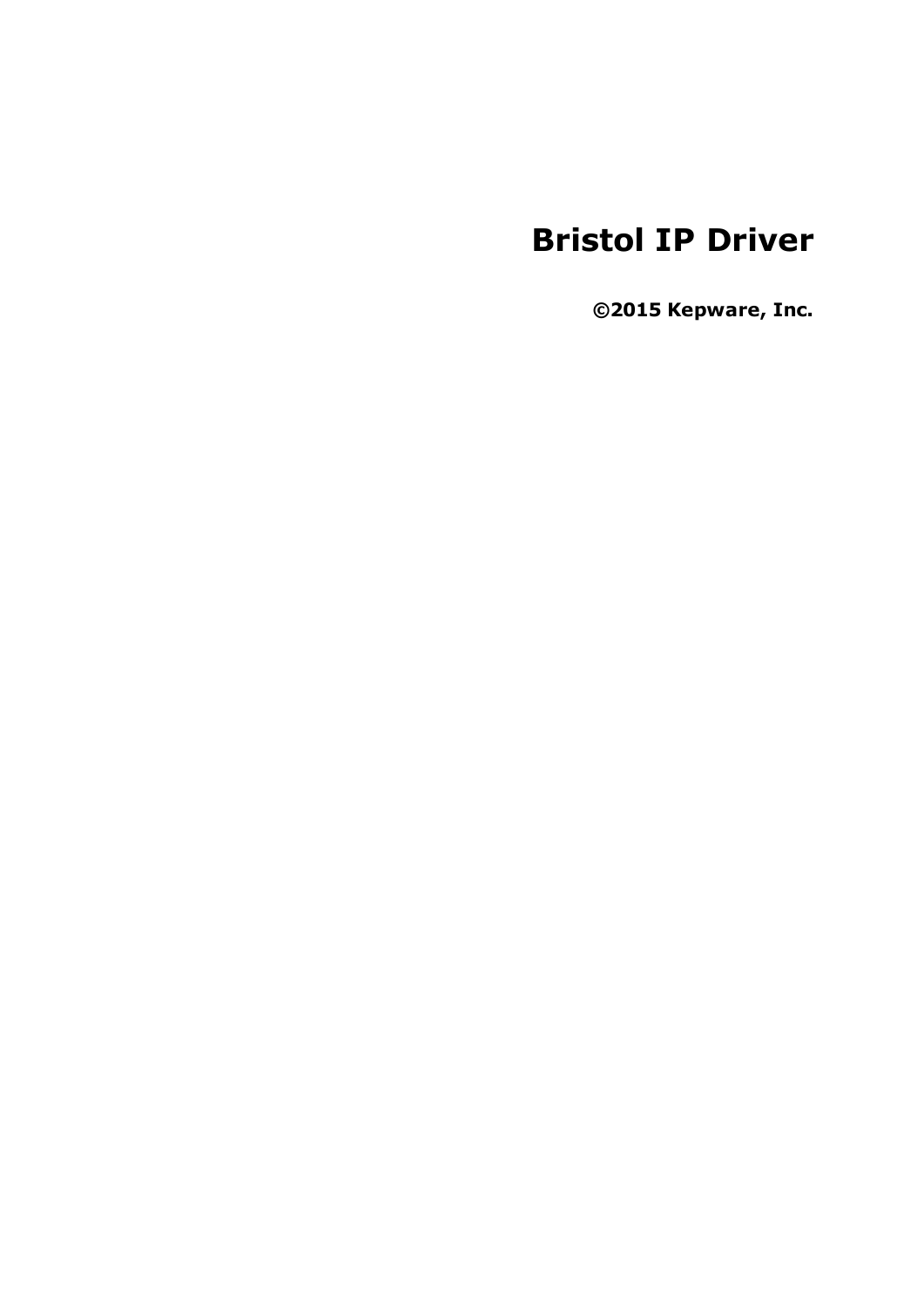# Bristol IP Driver

**©2015 Kepware, Inc.**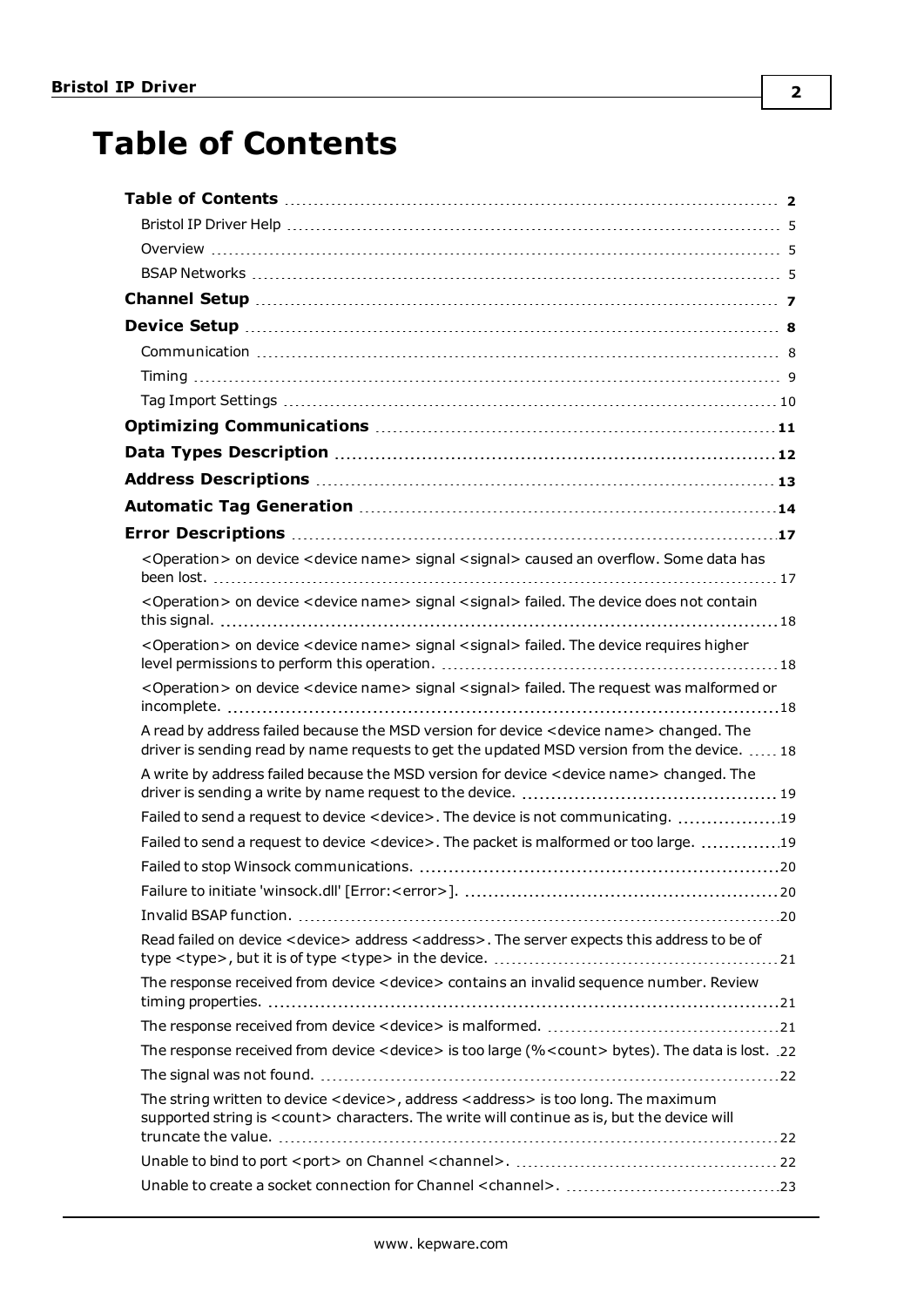# Table of Contents

**Table of Contents** ..... **2**

Bristol IP Driver Help ..... 5

Overview ..... 5

BSAP Networks ..... 5

**Channel Setup** ..... **7**

**Device Setup** ..... **8**

Communication ..... 8

Timing ..... 9

Tag Import Settings ..... 10

**Optimizing Communications** ..... **11**

**Data Types Description** ..... **12**

**Address Descriptions** ..... **13**

**Automatic Tag Generation** ..... **14**

**Error Descriptions** ..... **17**

<Operation> on device <device name> signal <signal> caused an overflow. Some data has been lost. ..... 17

<Operation> on device <device name> signal <signal> failed. The device does not contain this signal. ..... 18

<Operation> on device <device name> signal <signal> failed. The device requires higher level permissions to perform this operation. ..... 18

<Operation> on device <device name> signal <signal> failed. The request was malformed or incomplete. ..... 18

A read by address failed because the MSD version for device <device name> changed. The driver is sending read by name requests to get the updated MSD version from the device. ..... 18

A write by address failed because the MSD version for device <device name> changed. The driver is sending a write by name request to the device. ..... 19

Failed to send a request to device <device>. The device is not communicating. ..... 19

Failed to send a request to device <device>. The packet is malformed or too large. ..... 19

Failed to stop Winsock communications. ..... 20

Failure to initiate 'winsock.dll' [Error:<error>]. ..... 20

Invalid BSAP function. ..... 20

Read failed on device <device> address <address>. The server expects this address to be of type <type>, but it is of type <type> in the device. ..... 21

The response received from device <device> contains an invalid sequence number. Review timing properties. ..... 21

The response received from device <device> is malformed. ..... 21

The response received from device <device> is too large (%<count> bytes). The data is lost. ..... 22

The signal was not found. ..... 22

The string written to device <device>, address <address> is too long. The maximum supported string is <count> characters. The write will continue as is, but the device will truncate the value. ..... 22

Unable to bind to port <port> on Channel <channel>. ..... 22

Unable to create a socket connection for Channel <channel>. ..... 23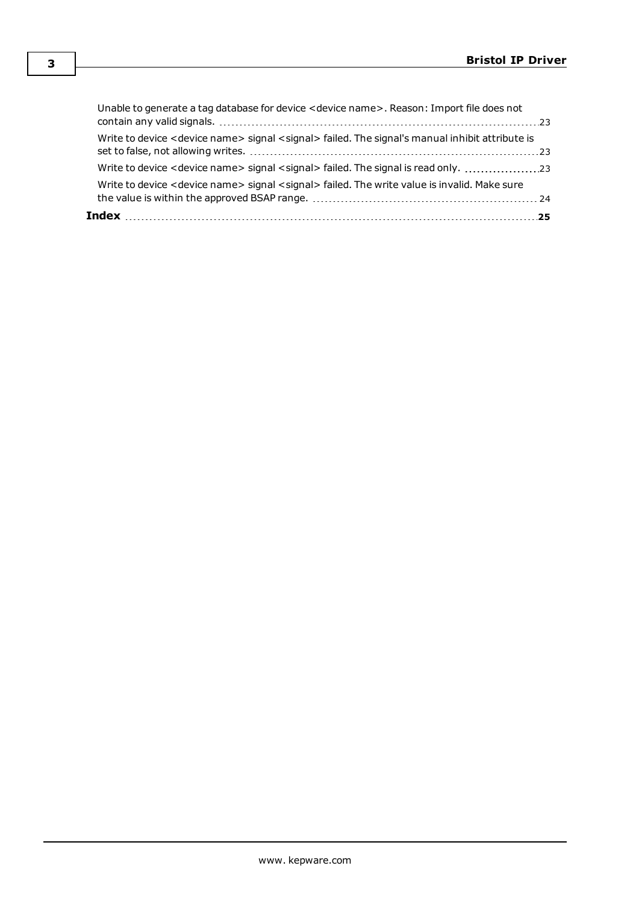Unable to generate a tag database for device <device name>. Reason: Import file does not contain any valid signals. .................... 23

Write to device <device name> signal <signal> failed. The signal's manual inhibit attribute is set to false, not allowing writes. .................... 23

Write to device <device name> signal <signal> failed. The signal is read only. .................... 23

Write to device <device name> signal <signal> failed. The write value is invalid. Make sure the value is within the approved BSAP range. .................... 24

**Index** .................... **25**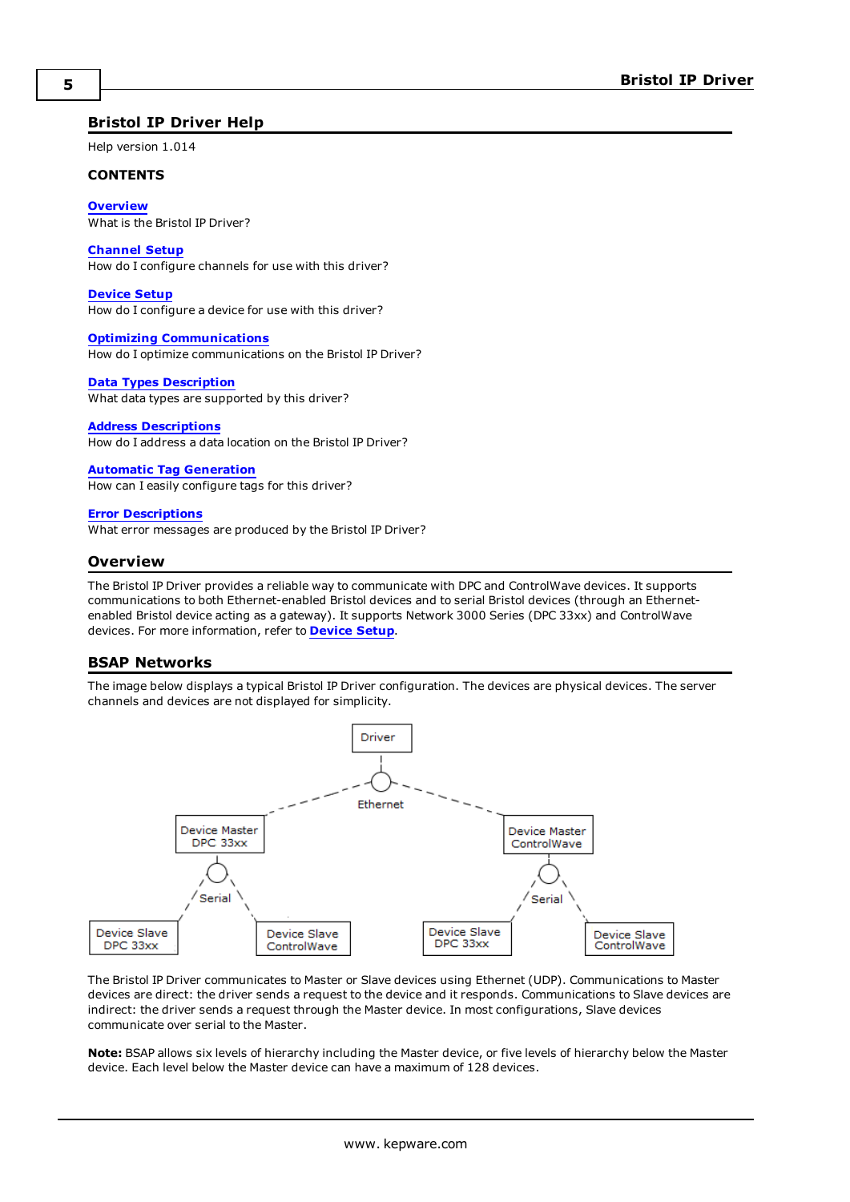## Bristol IP Driver Help

Help version 1.014

**CONTENTS**

**Overview**
What is the Bristol IP Driver?

**Channel Setup**
How do I configure channels for use with this driver?

**Device Setup**
How do I configure a device for use with this driver?

**Optimizing Communications**
How do I optimize communications on the Bristol IP Driver?

**Data Types Description**
What data types are supported by this driver?

**Address Descriptions**
How do I address a data location on the Bristol IP Driver?

**Automatic Tag Generation**
How can I easily configure tags for this driver?

**Error Descriptions**
What error messages are produced by the Bristol IP Driver?

## Overview

The Bristol IP Driver provides a reliable way to communicate with DPC and ControlWave devices. It supports communications to both Ethernet-enabled Bristol devices and to serial Bristol devices (through an Ethernet-enabled Bristol device acting as a gateway). It supports Network 3000 Series (DPC 33xx) and ControlWave devices. For more information, refer to **Device Setup**.

## BSAP Networks

The image below displays a typical Bristol IP Driver configuration. The devices are physical devices. The server channels and devices are not displayed for simplicity.

The Bristol IP Driver communicates to Master or Slave devices using Ethernet (UDP). Communications to Master devices are direct: the driver sends a request to the device and it responds. Communications to Slave devices are indirect: the driver sends a request through the Master device. In most configurations, Slave devices communicate over serial to the Master.

**Note:** BSAP allows six levels of hierarchy including the Master device, or five levels of hierarchy below the Master device. Each level below the Master device can have a maximum of 128 devices.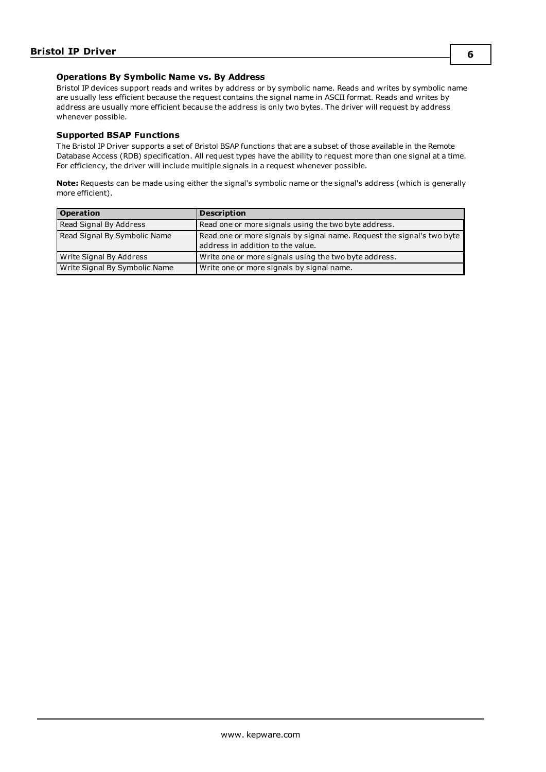### Operations By Symbolic Name vs. By Address

Bristol IP devices support reads and writes by address or by symbolic name. Reads and writes by symbolic name are usually less efficient because the request contains the signal name in ASCII format. Reads and writes by address are usually more efficient because the address is only two bytes. The driver will request by address whenever possible.

### Supported BSAP Functions

The Bristol IP Driver supports a set of Bristol BSAP functions that are a subset of those available in the Remote Database Access (RDB) specification. All request types have the ability to request more than one signal at a time. For efficiency, the driver will include multiple signals in a request whenever possible.

**Note:** Requests can be made using either the signal's symbolic name or the signal's address (which is generally more efficient).

| Operation | Description |
|---|---|
| Read Signal By Address | Read one or more signals using the two byte address. |
| Read Signal By Symbolic Name | Read one or more signals by signal name. Request the signal's two byte address in addition to the value. |
| Write Signal By Address | Write one or more signals using the two byte address. |
| Write Signal By Symbolic Name | Write one or more signals by signal name. |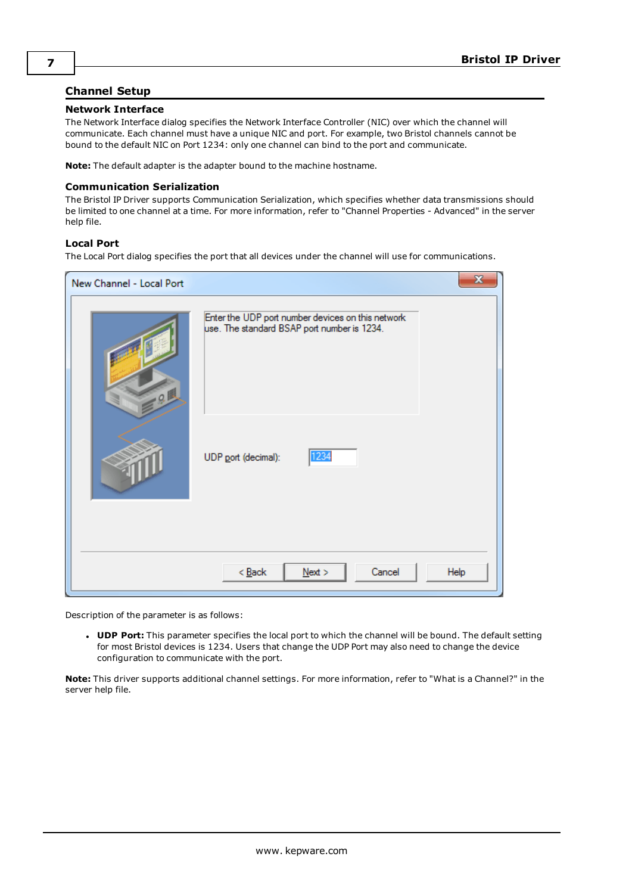## Channel Setup

### Network Interface

The Network Interface dialog specifies the Network Interface Controller (NIC) over which the channel will communicate. Each channel must have a unique NIC and port. For example, two Bristol channels cannot be bound to the default NIC on Port 1234: only one channel can bind to the port and communicate.

**Note:** The default adapter is the adapter bound to the machine hostname.

### Communication Serialization

The Bristol IP Driver supports Communication Serialization, which specifies whether data transmissions should be limited to one channel at a time. For more information, refer to "Channel Properties - Advanced" in the server help file.

### Local Port

The Local Port dialog specifies the port that all devices under the channel will use for communications.

Description of the parameter is as follows:

- **UDP Port:** This parameter specifies the local port to which the channel will be bound. The default setting for most Bristol devices is 1234. Users that change the UDP Port may also need to change the device configuration to communicate with the port.

**Note:** This driver supports additional channel settings. For more information, refer to "What is a Channel?" in the server help file.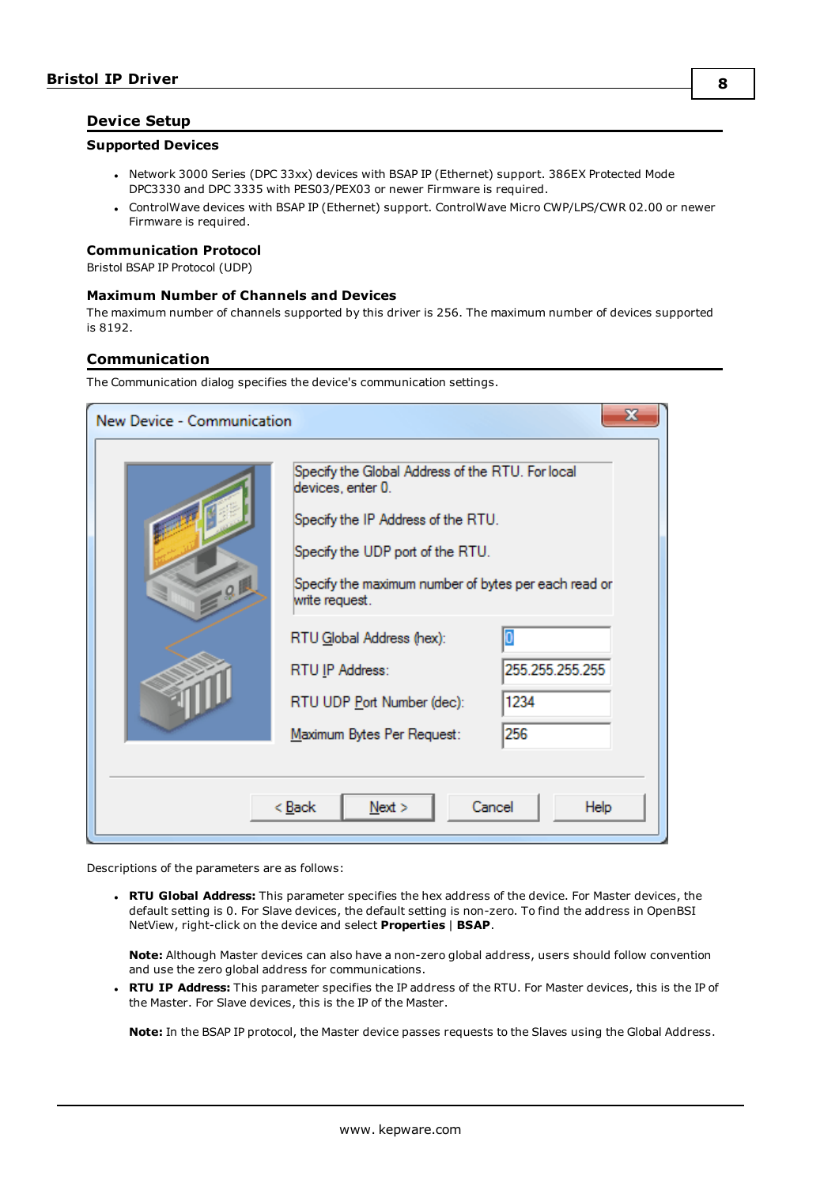## Device Setup

### Supported Devices

- Network 3000 Series (DPC 33xx) devices with BSAP IP (Ethernet) support. 386EX Protected Mode DPC3330 and DPC 3335 with PES03/PEX03 or newer Firmware is required.
- ControlWave devices with BSAP IP (Ethernet) support. ControlWave Micro CWP/LPS/CWR 02.00 or newer Firmware is required.

### Communication Protocol

Bristol BSAP IP Protocol (UDP)

### Maximum Number of Channels and Devices

The maximum number of channels supported by this driver is 256. The maximum number of devices supported is 8192.

## Communication

The Communication dialog specifies the device's communication settings.

Descriptions of the parameters are as follows:

- **RTU Global Address:** This parameter specifies the hex address of the device. For Master devices, the default setting is 0. For Slave devices, the default setting is non-zero. To find the address in OpenBSI NetView, right-click on the device and select **Properties** | **BSAP**.

  **Note:** Although Master devices can also have a non-zero global address, users should follow convention and use the zero global address for communications.
- **RTU IP Address:** This parameter specifies the IP address of the RTU. For Master devices, this is the IP of the Master. For Slave devices, this is the IP of the Master.

  **Note:** In the BSAP IP protocol, the Master device passes requests to the Slaves using the Global Address.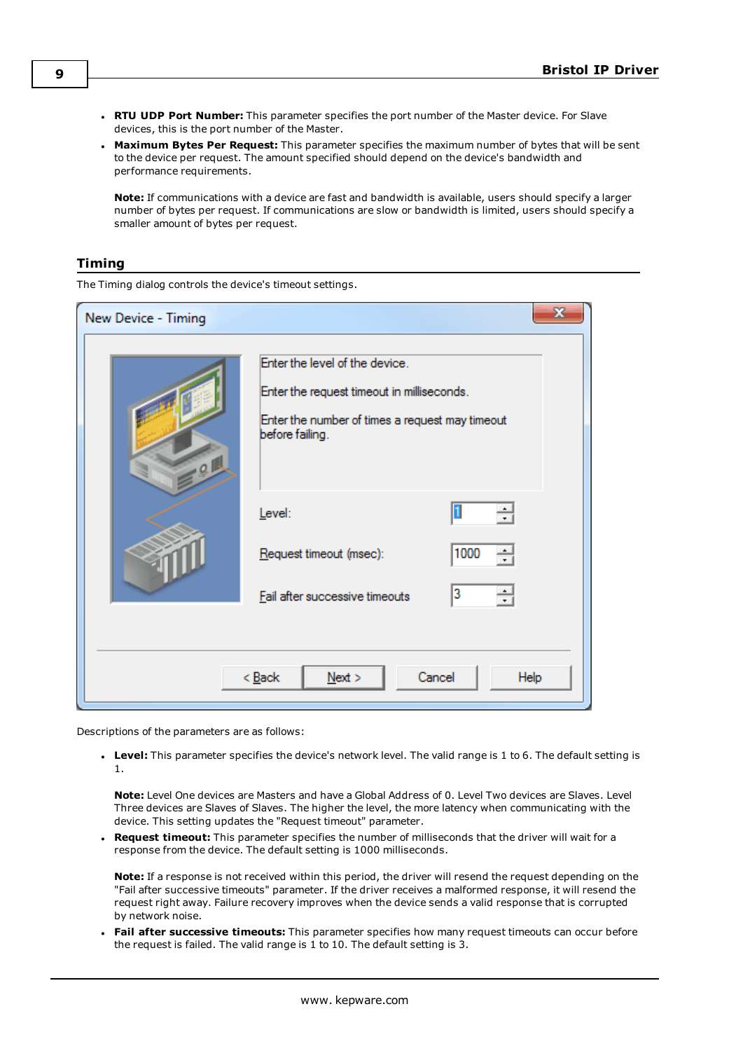- **RTU UDP Port Number:** This parameter specifies the port number of the Master device. For Slave devices, this is the port number of the Master.
- **Maximum Bytes Per Request:** This parameter specifies the maximum number of bytes that will be sent to the device per request. The amount specified should depend on the device's bandwidth and performance requirements.

  **Note:** If communications with a device are fast and bandwidth is available, users should specify a larger number of bytes per request. If communications are slow or bandwidth is limited, users should specify a smaller amount of bytes per request.

## Timing

The Timing dialog controls the device's timeout settings.

Descriptions of the parameters are as follows:

- **Level:** This parameter specifies the device's network level. The valid range is 1 to 6. The default setting is 1.

  **Note:** Level One devices are Masters and have a Global Address of 0. Level Two devices are Slaves. Level Three devices are Slaves of Slaves. The higher the level, the more latency when communicating with the device. This setting updates the "Request timeout" parameter.
- **Request timeout:** This parameter specifies the number of milliseconds that the driver will wait for a response from the device. The default setting is 1000 milliseconds.

  **Note:** If a response is not received within this period, the driver will resend the request depending on the "Fail after successive timeouts" parameter. If the driver receives a malformed response, it will resend the request right away. Failure recovery improves when the device sends a valid response that is corrupted by network noise.
- **Fail after successive timeouts:** This parameter specifies how many request timeouts can occur before the request is failed. The valid range is 1 to 10. The default setting is 3.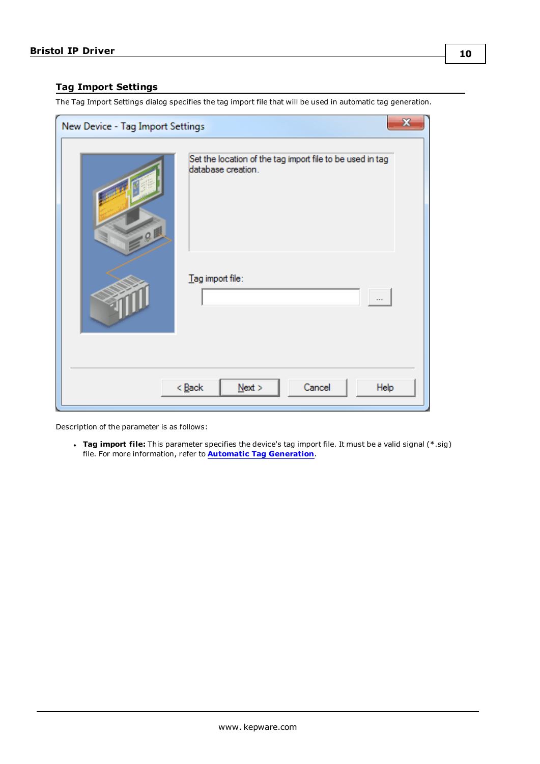## Tag Import Settings

The Tag Import Settings dialog specifies the tag import file that will be used in automatic tag generation.

Description of the parameter is as follows:

- **Tag import file:** This parameter specifies the device's tag import file. It must be a valid signal (*.sig) file. For more information, refer to **Automatic Tag Generation**.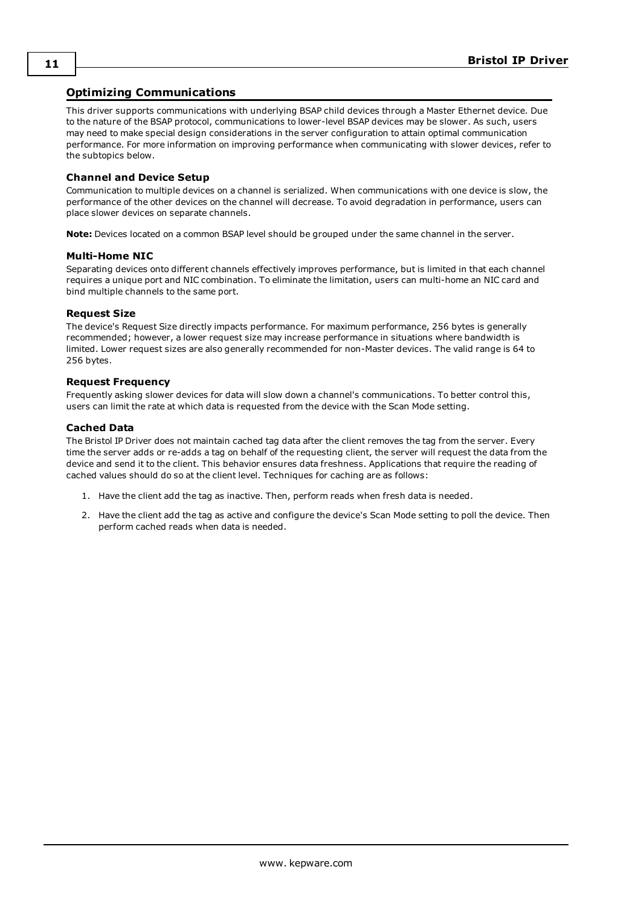# Optimizing Communications

This driver supports communications with underlying BSAP child devices through a Master Ethernet device. Due to the nature of the BSAP protocol, communications to lower-level BSAP devices may be slower. As such, users may need to make special design considerations in the server configuration to attain optimal communication performance. For more information on improving performance when communicating with slower devices, refer to the subtopics below.

### Channel and Device Setup

Communication to multiple devices on a channel is serialized. When communications with one device is slow, the performance of the other devices on the channel will decrease. To avoid degradation in performance, users can place slower devices on separate channels.

**Note:** Devices located on a common BSAP level should be grouped under the same channel in the server.

### Multi-Home NIC

Separating devices onto different channels effectively improves performance, but is limited in that each channel requires a unique port and NIC combination. To eliminate the limitation, users can multi-home an NIC card and bind multiple channels to the same port.

### Request Size

The device's Request Size directly impacts performance. For maximum performance, 256 bytes is generally recommended; however, a lower request size may increase performance in situations where bandwidth is limited. Lower request sizes are also generally recommended for non-Master devices. The valid range is 64 to 256 bytes.

### Request Frequency

Frequently asking slower devices for data will slow down a channel's communications. To better control this, users can limit the rate at which data is requested from the device with the Scan Mode setting.

### Cached Data

The Bristol IP Driver does not maintain cached tag data after the client removes the tag from the server. Every time the server adds or re-adds a tag on behalf of the requesting client, the server will request the data from the device and send it to the client. This behavior ensures data freshness. Applications that require the reading of cached values should do so at the client level. Techniques for caching are as follows:

1. Have the client add the tag as inactive. Then, perform reads when fresh data is needed.
2. Have the client add the tag as active and configure the device's Scan Mode setting to poll the device. Then perform cached reads when data is needed.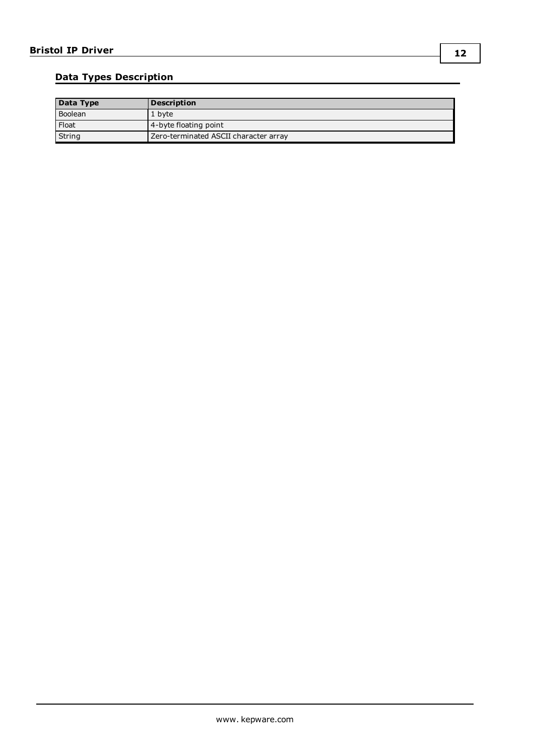## Data Types Description

| Data Type | Description |
|---|---|
| Boolean | 1 byte |
| Float | 4-byte floating point |
| String | Zero-terminated ASCII character array |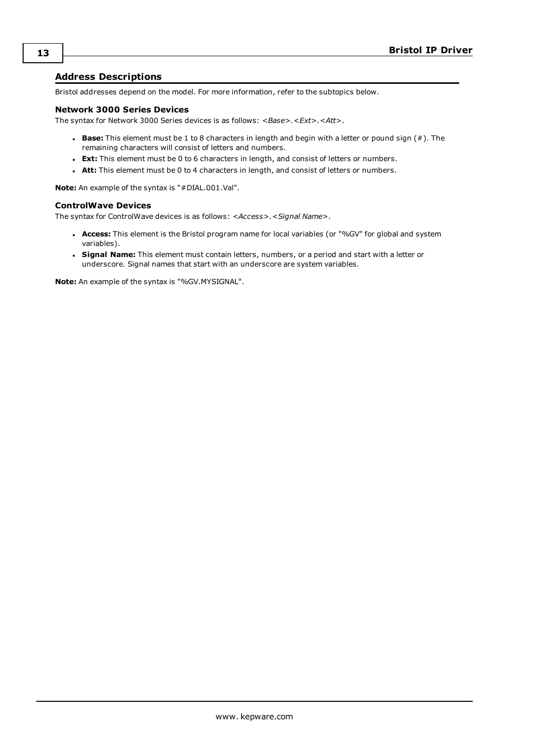## Address Descriptions

Bristol addresses depend on the model. For more information, refer to the subtopics below.

### Network 3000 Series Devices

The syntax for Network 3000 Series devices is as follows: *<Base>.<Ext>.<Att>*.

- **Base:** This element must be 1 to 8 characters in length and begin with a letter or pound sign (#). The remaining characters will consist of letters and numbers.
- **Ext:** This element must be 0 to 6 characters in length, and consist of letters or numbers.
- **Att:** This element must be 0 to 4 characters in length, and consist of letters or numbers.

**Note:** An example of the syntax is "#DIAL.001.Val".

### ControlWave Devices

The syntax for ControlWave devices is as follows: *<Access>.<Signal Name>*.

- **Access:** This element is the Bristol program name for local variables (or "%GV" for global and system variables).
- **Signal Name:** This element must contain letters, numbers, or a period and start with a letter or underscore. Signal names that start with an underscore are system variables.

**Note:** An example of the syntax is "%GV.MYSIGNAL".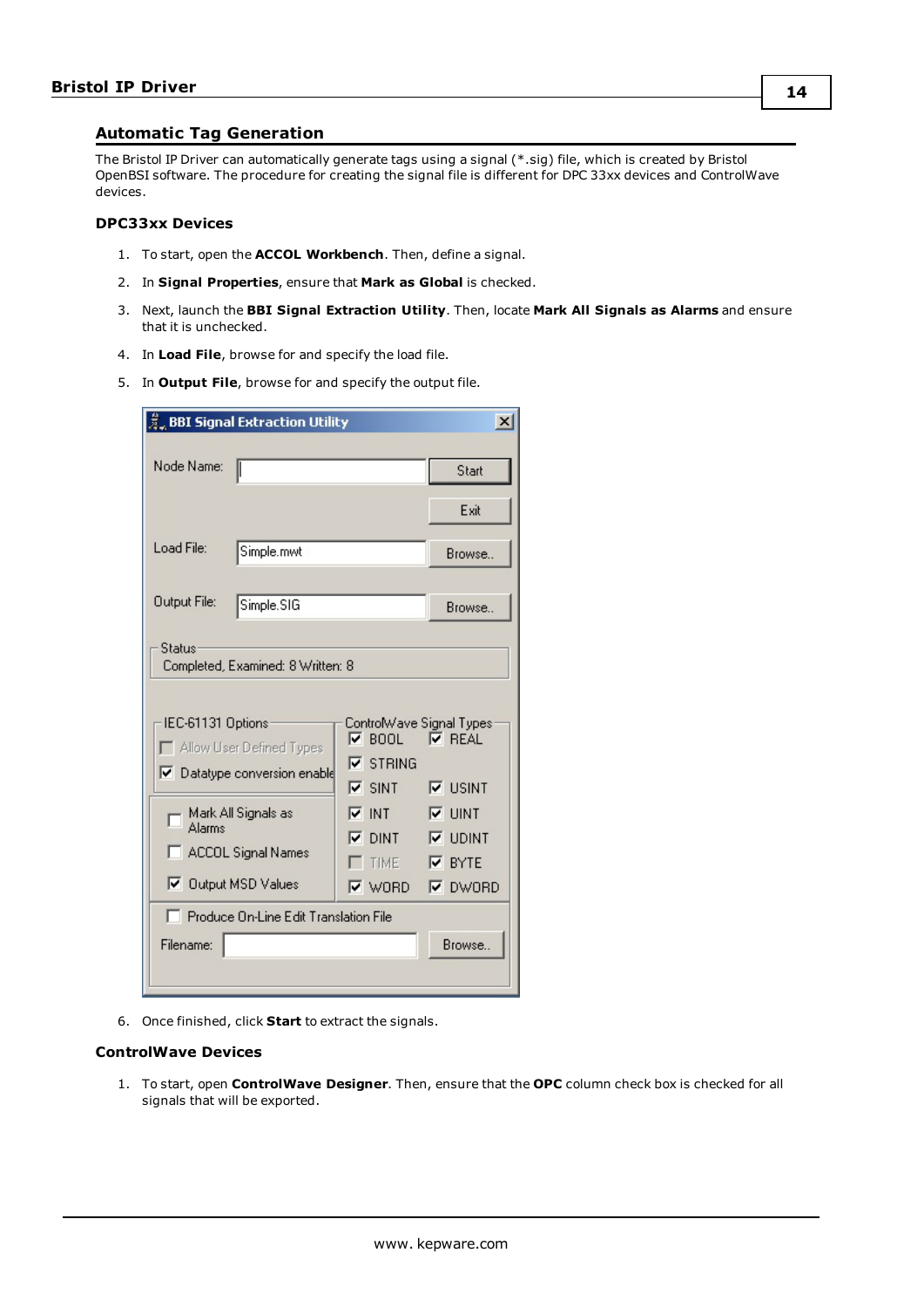## Automatic Tag Generation

The Bristol IP Driver can automatically generate tags using a signal (*.sig) file, which is created by Bristol OpenBSI software. The procedure for creating the signal file is different for DPC 33xx devices and ControlWave devices.

### DPC33xx Devices

1. To start, open the **ACCOL Workbench**. Then, define a signal.
2. In **Signal Properties**, ensure that **Mark as Global** is checked.
3. Next, launch the **BBI Signal Extraction Utility**. Then, locate **Mark All Signals as Alarms** and ensure that it is unchecked.
4. In **Load File**, browse for and specify the load file.
5. In **Output File**, browse for and specify the output file.
6. Once finished, click **Start** to extract the signals.

### ControlWave Devices

1. To start, open **ControlWave Designer**. Then, ensure that the **OPC** column check box is checked for all signals that will be exported.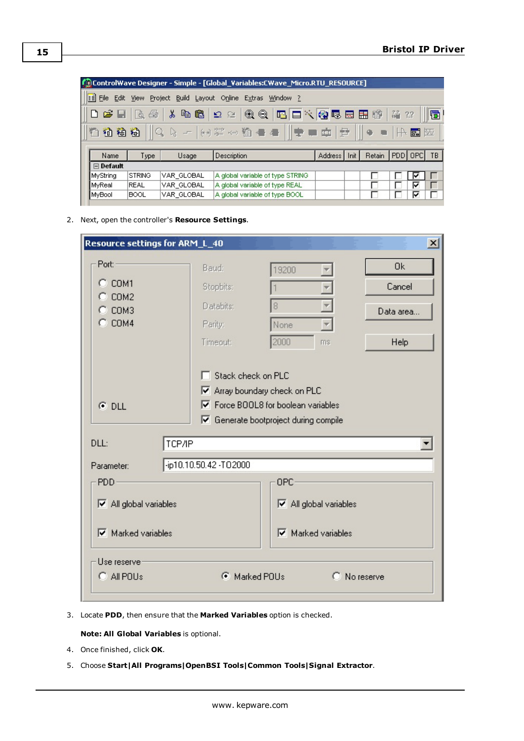2. Next, open the controller's **Resource Settings**.

3. Locate **PDD**, then ensure that the **Marked Variables** option is checked.

   **Note: All Global Variables** is optional.

4. Once finished, click **OK**.
5. Choose **Start|All Programs|OpenBSI Tools|Common Tools|Signal Extractor**.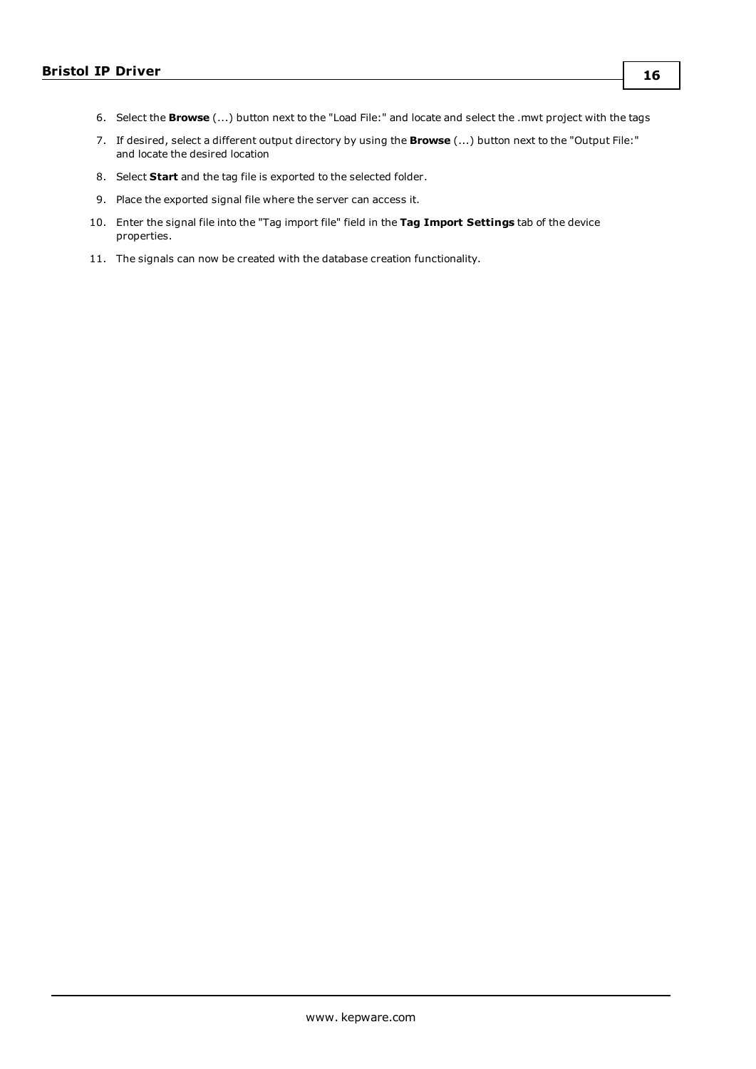6. Select the **Browse** (...) button next to the "Load File:" and locate and select the .mwt project with the tags
7. If desired, select a different output directory by using the **Browse** (...) button next to the "Output File:" and locate the desired location
8. Select **Start** and the tag file is exported to the selected folder.
9. Place the exported signal file where the server can access it.
10. Enter the signal file into the "Tag import file" field in the **Tag Import Settings** tab of the device properties.
11. The signals can now be created with the database creation functionality.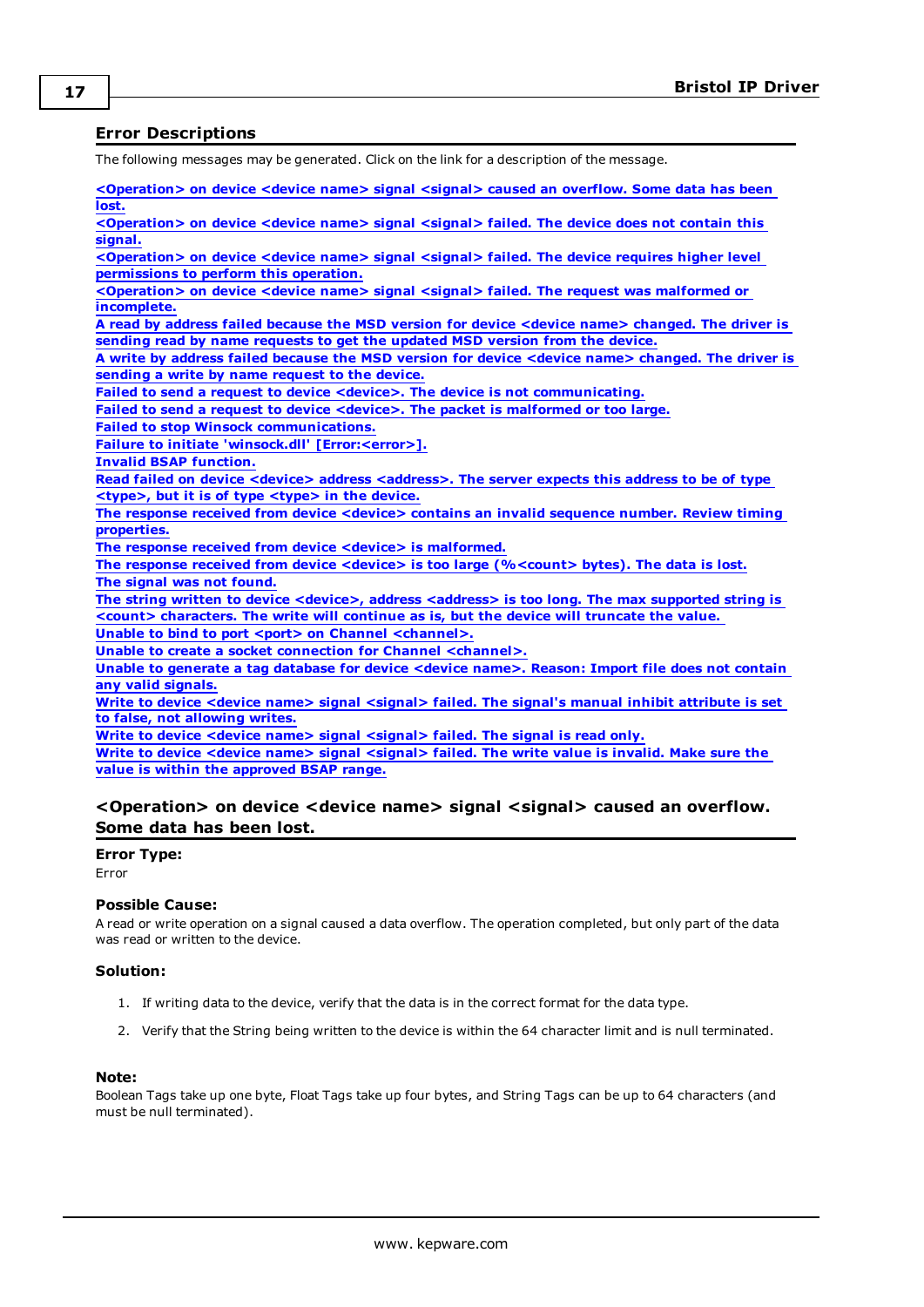## Error Descriptions

The following messages may be generated. Click on the link for a description of the message.

**<Operation> on device <device name> signal <signal> caused an overflow. Some data has been lost.**
**<Operation> on device <device name> signal <signal> failed. The device does not contain this signal.**
**<Operation> on device <device name> signal <signal> failed. The device requires higher level permissions to perform this operation.**
**<Operation> on device <device name> signal <signal> failed. The request was malformed or incomplete.**
**A read by address failed because the MSD version for device <device name> changed. The driver is sending read by name requests to get the updated MSD version from the device.**
**A write by address failed because the MSD version for device <device name> changed. The driver is sending a write by name request to the device.**
**Failed to send a request to device <device>. The device is not communicating.**
**Failed to send a request to device <device>. The packet is malformed or too large.**
**Failed to stop Winsock communications.**
**Failure to initiate 'winsock.dll' [Error:<error>].**
**Invalid BSAP function.**
**Read failed on device <device> address <address>. The server expects this address to be of type <type>, but it is of type <type> in the device.**
**The response received from device <device> contains an invalid sequence number. Review timing properties.**
**The response received from device <device> is malformed.**
**The response received from device <device> is too large (%<count> bytes). The data is lost.**
**The signal was not found.**
**The string written to device <device>, address <address> is too long. The max supported string is <count> characters. The write will continue as is, but the device will truncate the value.**
**Unable to bind to port <port> on Channel <channel>.**
**Unable to create a socket connection for Channel <channel>.**
**Unable to generate a tag database for device <device name>. Reason: Import file does not contain any valid signals.**
**Write to device <device name> signal <signal> failed. The signal's manual inhibit attribute is set to false, not allowing writes.**
**Write to device <device name> signal <signal> failed. The signal is read only.**
**Write to device <device name> signal <signal> failed. The write value is invalid. Make sure the value is within the approved BSAP range.**

## <Operation> on device <device name> signal <signal> caused an overflow. Some data has been lost.

**Error Type:**
Error

**Possible Cause:**
A read or write operation on a signal caused a data overflow. The operation completed, but only part of the data was read or written to the device.

**Solution:**

1. If writing data to the device, verify that the data is in the correct format for the data type.
2. Verify that the String being written to the device is within the 64 character limit and is null terminated.

**Note:**
Boolean Tags take up one byte, Float Tags take up four bytes, and String Tags can be up to 64 characters (and must be null terminated).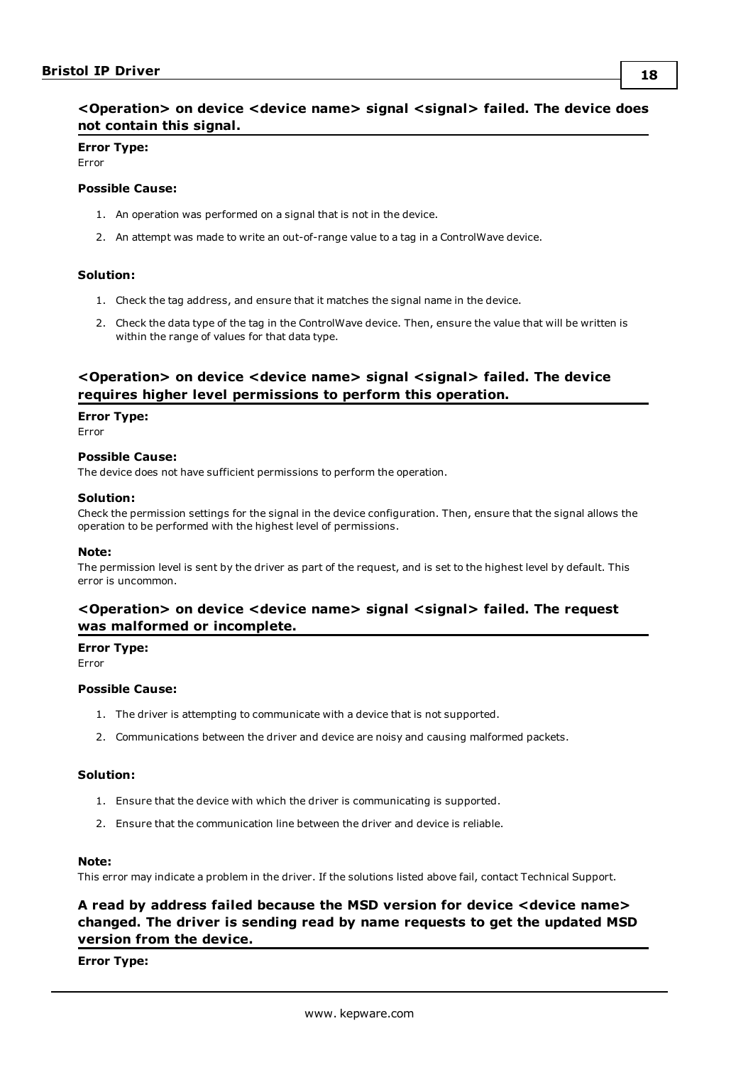## <Operation> on device <device name> signal <signal> failed. The device does not contain this signal.

**Error Type:**
Error

**Possible Cause:**

1. An operation was performed on a signal that is not in the device.
2. An attempt was made to write an out-of-range value to a tag in a ControlWave device.

**Solution:**

1. Check the tag address, and ensure that it matches the signal name in the device.
2. Check the data type of the tag in the ControlWave device. Then, ensure the value that will be written is within the range of values for that data type.

## <Operation> on device <device name> signal <signal> failed. The device requires higher level permissions to perform this operation.

**Error Type:**
Error

**Possible Cause:**
The device does not have sufficient permissions to perform the operation.

**Solution:**
Check the permission settings for the signal in the device configuration. Then, ensure that the signal allows the operation to be performed with the highest level of permissions.

**Note:**
The permission level is sent by the driver as part of the request, and is set to the highest level by default. This error is uncommon.

## <Operation> on device <device name> signal <signal> failed. The request was malformed or incomplete.

**Error Type:**
Error

**Possible Cause:**

1. The driver is attempting to communicate with a device that is not supported.
2. Communications between the driver and device are noisy and causing malformed packets.

**Solution:**

1. Ensure that the device with which the driver is communicating is supported.
2. Ensure that the communication line between the driver and device is reliable.

**Note:**
This error may indicate a problem in the driver. If the solutions listed above fail, contact Technical Support.

## A read by address failed because the MSD version for device <device name> changed. The driver is sending read by name requests to get the updated MSD version from the device.

**Error Type:**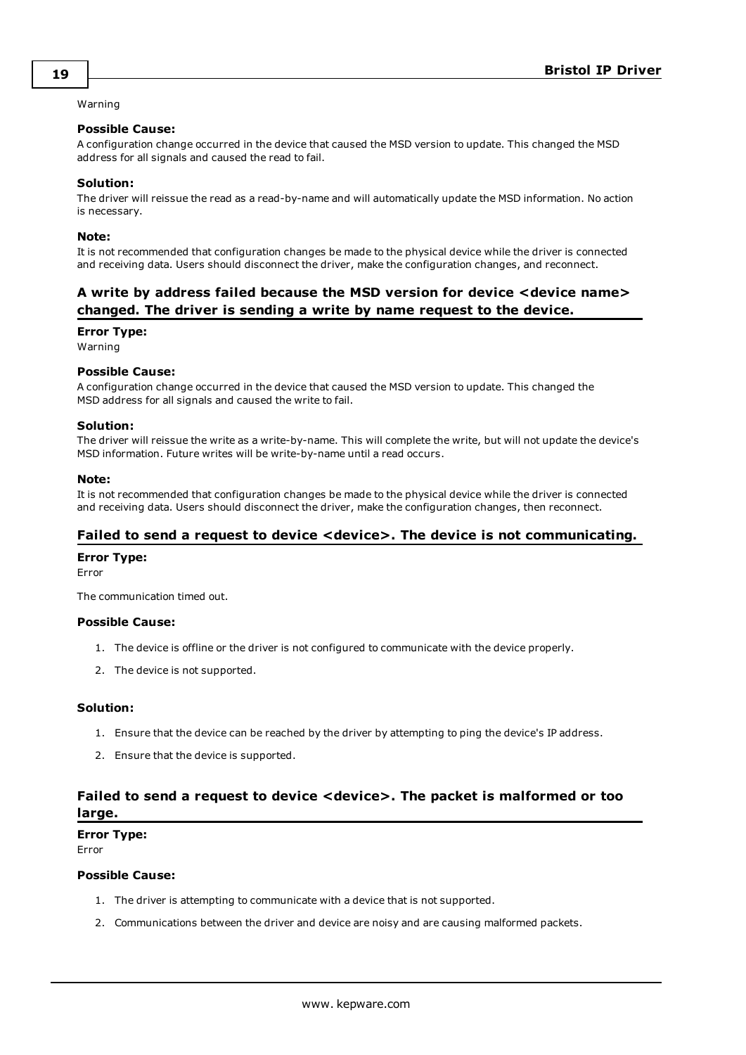Warning

#### Possible Cause:

A configuration change occurred in the device that caused the MSD version to update. This changed the MSD address for all signals and caused the read to fail.

#### Solution:

The driver will reissue the read as a read-by-name and will automatically update the MSD information. No action is necessary.

#### Note:

It is not recommended that configuration changes be made to the physical device while the driver is connected and receiving data. Users should disconnect the driver, make the configuration changes, and reconnect.

## A write by address failed because the MSD version for device <device name> changed. The driver is sending a write by name request to the device.

#### Error Type:

Warning

#### Possible Cause:

A configuration change occurred in the device that caused the MSD version to update. This changed the MSD address for all signals and caused the write to fail.

#### Solution:

The driver will reissue the write as a write-by-name. This will complete the write, but will not update the device's MSD information. Future writes will be write-by-name until a read occurs.

#### Note:

It is not recommended that configuration changes be made to the physical device while the driver is connected and receiving data. Users should disconnect the driver, make the configuration changes, then reconnect.

## Failed to send a request to device <device>. The device is not communicating.

#### Error Type:

Error

The communication timed out.

#### Possible Cause:

1. The device is offline or the driver is not configured to communicate with the device properly.
2. The device is not supported.

#### Solution:

1. Ensure that the device can be reached by the driver by attempting to ping the device's IP address.
2. Ensure that the device is supported.

## Failed to send a request to device <device>. The packet is malformed or too large.

#### Error Type:

Error

#### Possible Cause:

1. The driver is attempting to communicate with a device that is not supported.
2. Communications between the driver and device are noisy and are causing malformed packets.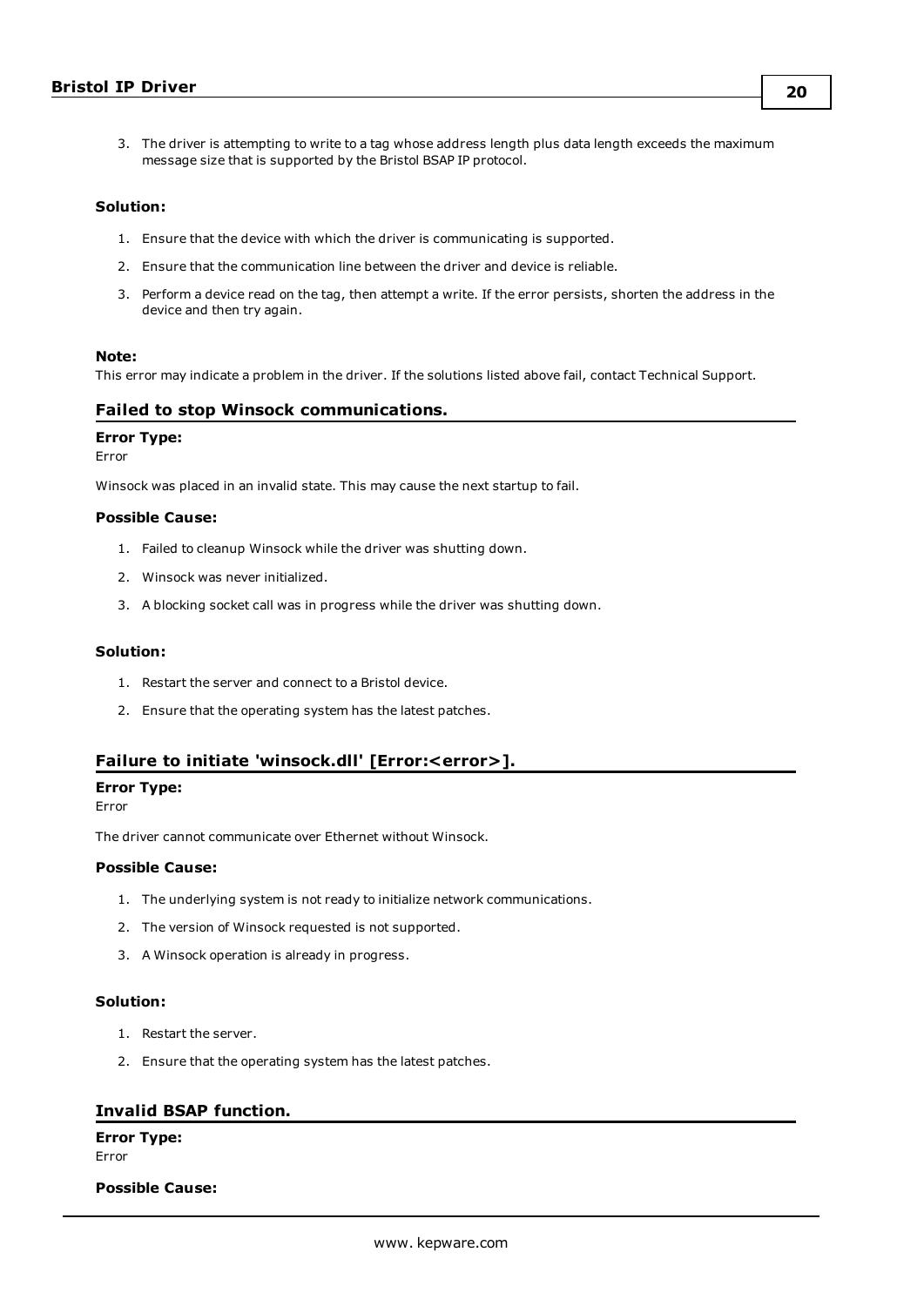3. The driver is attempting to write to a tag whose address length plus data length exceeds the maximum message size that is supported by the Bristol BSAP IP protocol.

#### Solution:

1. Ensure that the device with which the driver is communicating is supported.
2. Ensure that the communication line between the driver and device is reliable.
3. Perform a device read on the tag, then attempt a write. If the error persists, shorten the address in the device and then try again.

#### Note:

This error may indicate a problem in the driver. If the solutions listed above fail, contact Technical Support.

### Failed to stop Winsock communications.

#### Error Type:

Error

Winsock was placed in an invalid state. This may cause the next startup to fail.

#### Possible Cause:

1. Failed to cleanup Winsock while the driver was shutting down.
2. Winsock was never initialized.
3. A blocking socket call was in progress while the driver was shutting down.

#### Solution:

1. Restart the server and connect to a Bristol device.
2. Ensure that the operating system has the latest patches.

### Failure to initiate 'winsock.dll' [Error:<error>].

#### Error Type:

Error

The driver cannot communicate over Ethernet without Winsock.

#### Possible Cause:

1. The underlying system is not ready to initialize network communications.
2. The version of Winsock requested is not supported.
3. A Winsock operation is already in progress.

#### Solution:

1. Restart the server.
2. Ensure that the operating system has the latest patches.

### Invalid BSAP function.

#### Error Type:

Error

#### Possible Cause: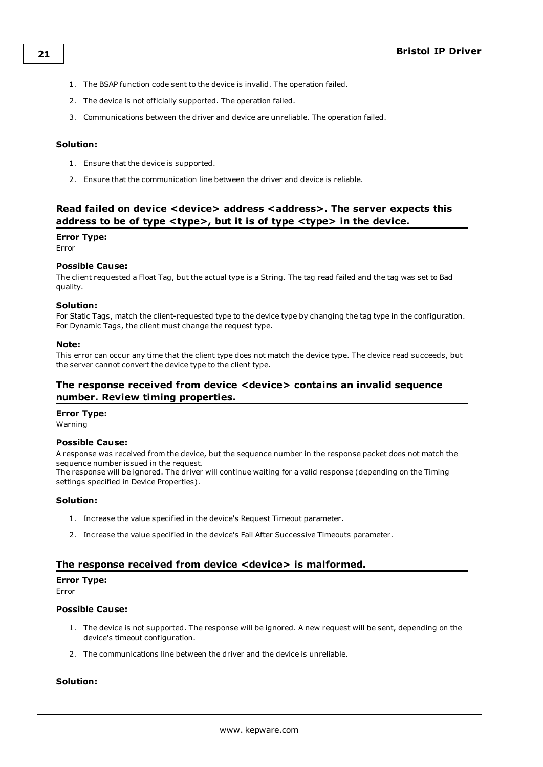1. The BSAP function code sent to the device is invalid. The operation failed.
2. The device is not officially supported. The operation failed.
3. Communications between the driver and device are unreliable. The operation failed.

#### Solution:

1. Ensure that the device is supported.
2. Ensure that the communication line between the driver and device is reliable.

### Read failed on device <device> address <address>. The server expects this address to be of type <type>, but it is of type <type> in the device.

#### Error Type:
Error

#### Possible Cause:
The client requested a Float Tag, but the actual type is a String. The tag read failed and the tag was set to Bad quality.

#### Solution:
For Static Tags, match the client-requested type to the device type by changing the tag type in the configuration. For Dynamic Tags, the client must change the request type.

#### Note:
This error can occur any time that the client type does not match the device type. The device read succeeds, but the server cannot convert the device type to the client type.

### The response received from device <device> contains an invalid sequence number. Review timing properties.

#### Error Type:
Warning

#### Possible Cause:
A response was received from the device, but the sequence number in the response packet does not match the sequence number issued in the request.
The response will be ignored. The driver will continue waiting for a valid response (depending on the Timing settings specified in Device Properties).

#### Solution:

1. Increase the value specified in the device's Request Timeout parameter.
2. Increase the value specified in the device's Fail After Successive Timeouts parameter.

### The response received from device <device> is malformed.

#### Error Type:
Error

#### Possible Cause:

1. The device is not supported. The response will be ignored. A new request will be sent, depending on the device's timeout configuration.
2. The communications line between the driver and the device is unreliable.

#### Solution: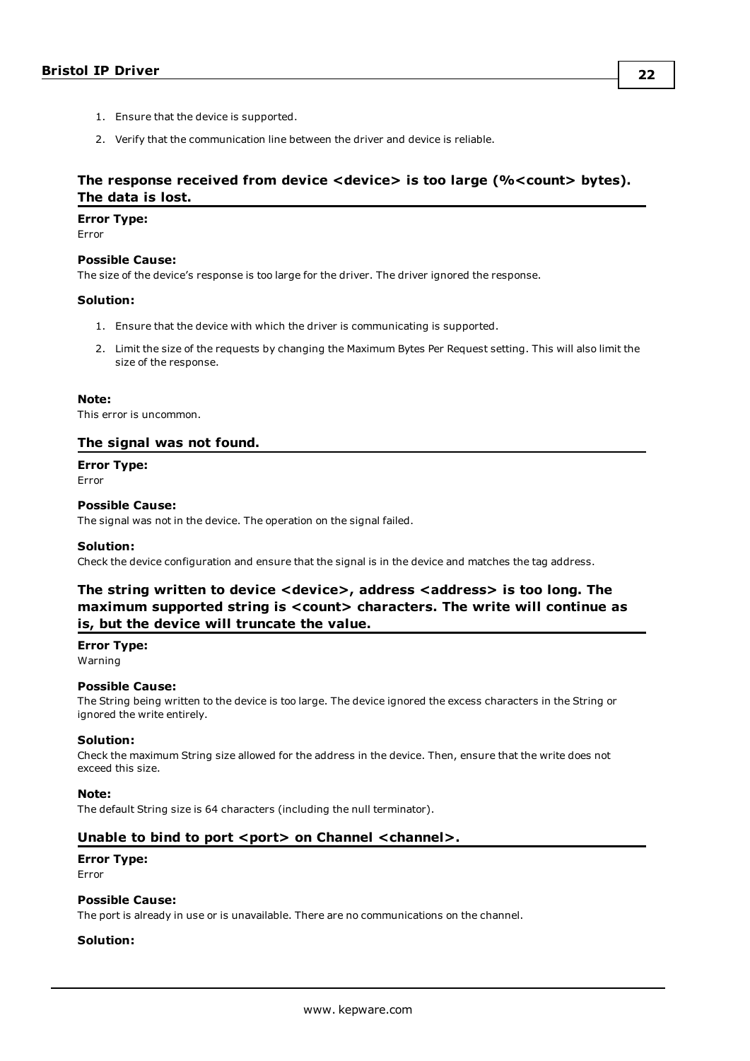1. Ensure that the device is supported.
2. Verify that the communication line between the driver and device is reliable.

### The response received from device <device> is too large (%<count> bytes). The data is lost.

**Error Type:**
Error

**Possible Cause:**
The size of the device's response is too large for the driver. The driver ignored the response.

**Solution:**

1. Ensure that the device with which the driver is communicating is supported.
2. Limit the size of the requests by changing the Maximum Bytes Per Request setting. This will also limit the size of the response.

**Note:**
This error is uncommon.

### The signal was not found.

**Error Type:**
Error

**Possible Cause:**
The signal was not in the device. The operation on the signal failed.

**Solution:**
Check the device configuration and ensure that the signal is in the device and matches the tag address.

### The string written to device <device>, address <address> is too long. The maximum supported string is <count> characters. The write will continue as is, but the device will truncate the value.

**Error Type:**
Warning

**Possible Cause:**
The String being written to the device is too large. The device ignored the excess characters in the String or ignored the write entirely.

**Solution:**
Check the maximum String size allowed for the address in the device. Then, ensure that the write does not exceed this size.

**Note:**
The default String size is 64 characters (including the null terminator).

### Unable to bind to port <port> on Channel <channel>.

**Error Type:**
Error

**Possible Cause:**
The port is already in use or is unavailable. There are no communications on the channel.

**Solution:**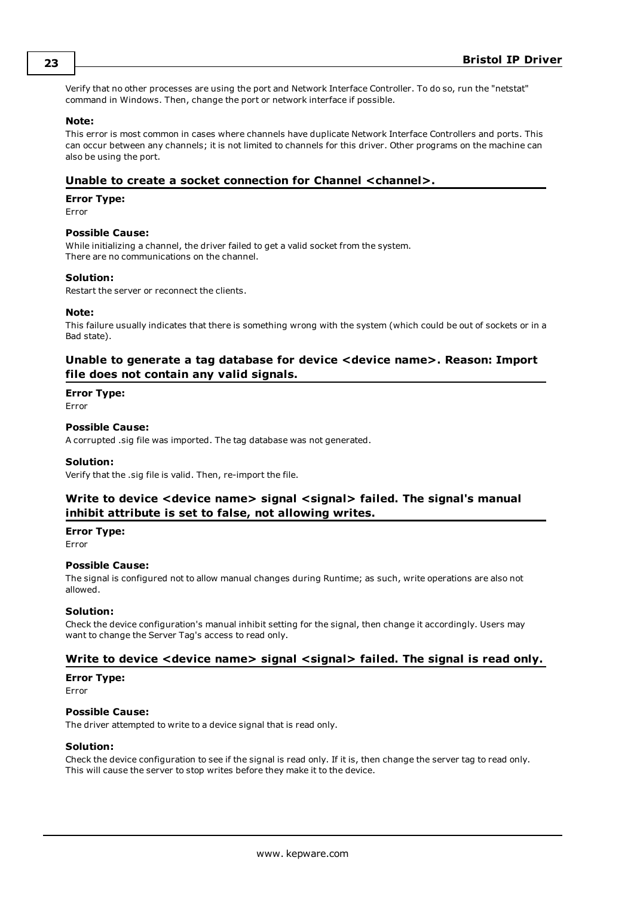Verify that no other processes are using the port and Network Interface Controller. To do so, run the "netstat" command in Windows. Then, change the port or network interface if possible.

**Note:**
This error is most common in cases where channels have duplicate Network Interface Controllers and ports. This can occur between any channels; it is not limited to channels for this driver. Other programs on the machine can also be using the port.

## Unable to create a socket connection for Channel <channel>.

**Error Type:**
Error

**Possible Cause:**
While initializing a channel, the driver failed to get a valid socket from the system.
There are no communications on the channel.

**Solution:**
Restart the server or reconnect the clients.

**Note:**
This failure usually indicates that there is something wrong with the system (which could be out of sockets or in a Bad state).

## Unable to generate a tag database for device <device name>. Reason: Import file does not contain any valid signals.

**Error Type:**
Error

**Possible Cause:**
A corrupted .sig file was imported. The tag database was not generated.

**Solution:**
Verify that the .sig file is valid. Then, re-import the file.

## Write to device <device name> signal <signal> failed. The signal's manual inhibit attribute is set to false, not allowing writes.

**Error Type:**
Error

**Possible Cause:**
The signal is configured not to allow manual changes during Runtime; as such, write operations are also not allowed.

**Solution:**
Check the device configuration's manual inhibit setting for the signal, then change it accordingly. Users may want to change the Server Tag's access to read only.

## Write to device <device name> signal <signal> failed. The signal is read only.

**Error Type:**
Error

**Possible Cause:**
The driver attempted to write to a device signal that is read only.

**Solution:**
Check the device configuration to see if the signal is read only. If it is, then change the server tag to read only. This will cause the server to stop writes before they make it to the device.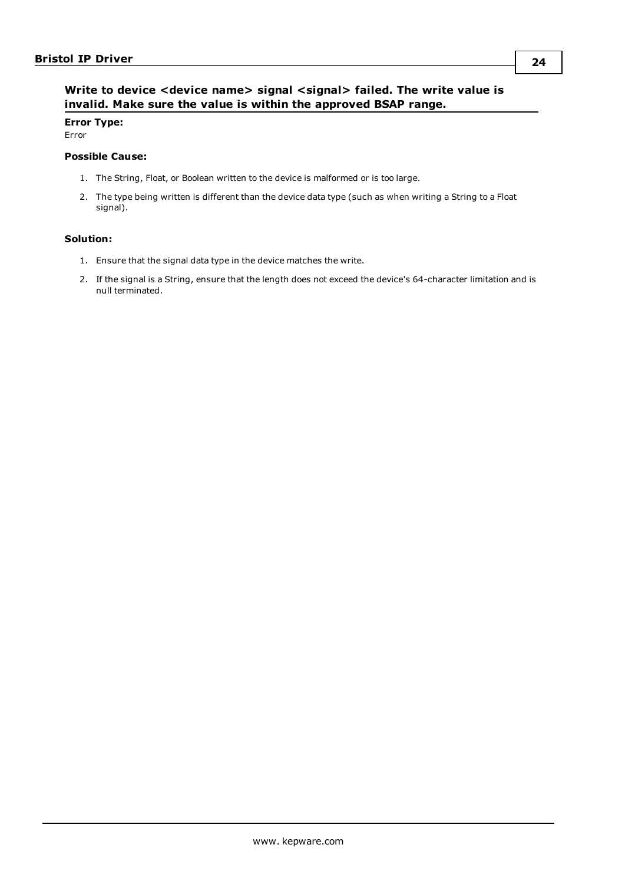## Write to device <device name> signal <signal> failed. The write value is invalid. Make sure the value is within the approved BSAP range.

**Error Type:**

Error

**Possible Cause:**

1. The String, Float, or Boolean written to the device is malformed or is too large.
2. The type being written is different than the device data type (such as when writing a String to a Float signal).

**Solution:**

1. Ensure that the signal data type in the device matches the write.
2. If the signal is a String, ensure that the length does not exceed the device's 64-character limitation and is null terminated.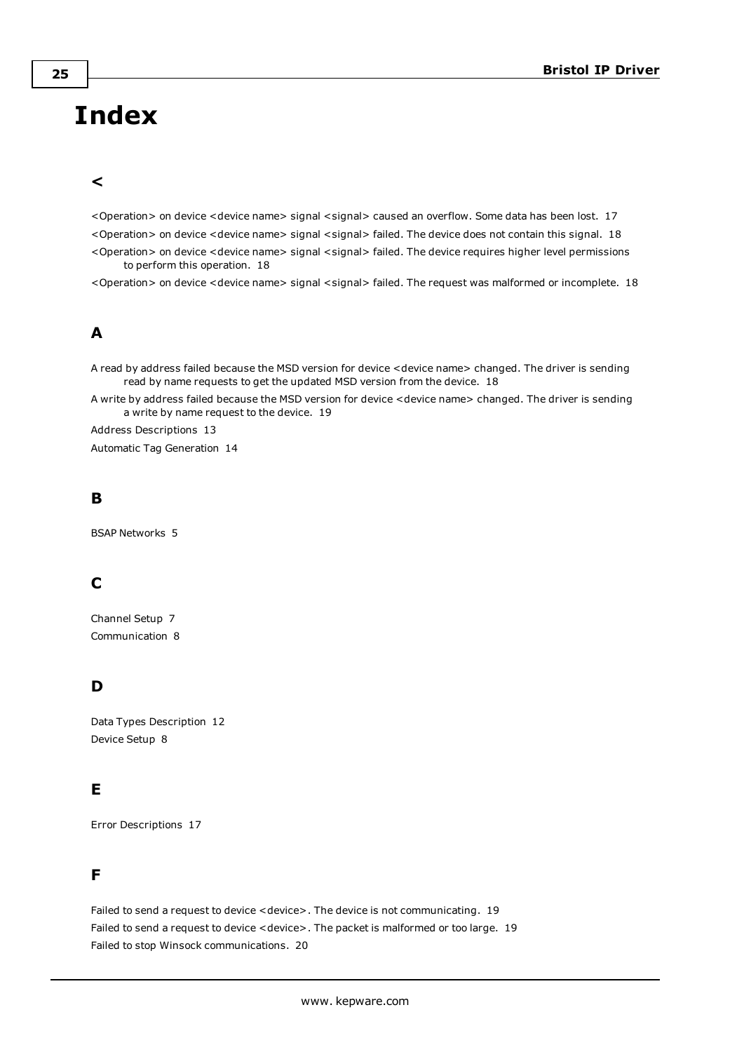# Index

## <

<Operation> on device <device name> signal <signal> caused an overflow. Some data has been lost. 17

<Operation> on device <device name> signal <signal> failed. The device does not contain this signal. 18

<Operation> on device <device name> signal <signal> failed. The device requires higher level permissions to perform this operation. 18

<Operation> on device <device name> signal <signal> failed. The request was malformed or incomplete. 18

## A

A read by address failed because the MSD version for device <device name> changed. The driver is sending read by name requests to get the updated MSD version from the device. 18

A write by address failed because the MSD version for device <device name> changed. The driver is sending a write by name request to the device. 19

Address Descriptions 13

Automatic Tag Generation 14

## B

BSAP Networks 5

## C

Channel Setup 7

Communication 8

## D

Data Types Description 12

Device Setup 8

## E

Error Descriptions 17

## F

Failed to send a request to device <device>. The device is not communicating. 19

Failed to send a request to device <device>. The packet is malformed or too large. 19

Failed to stop Winsock communications. 20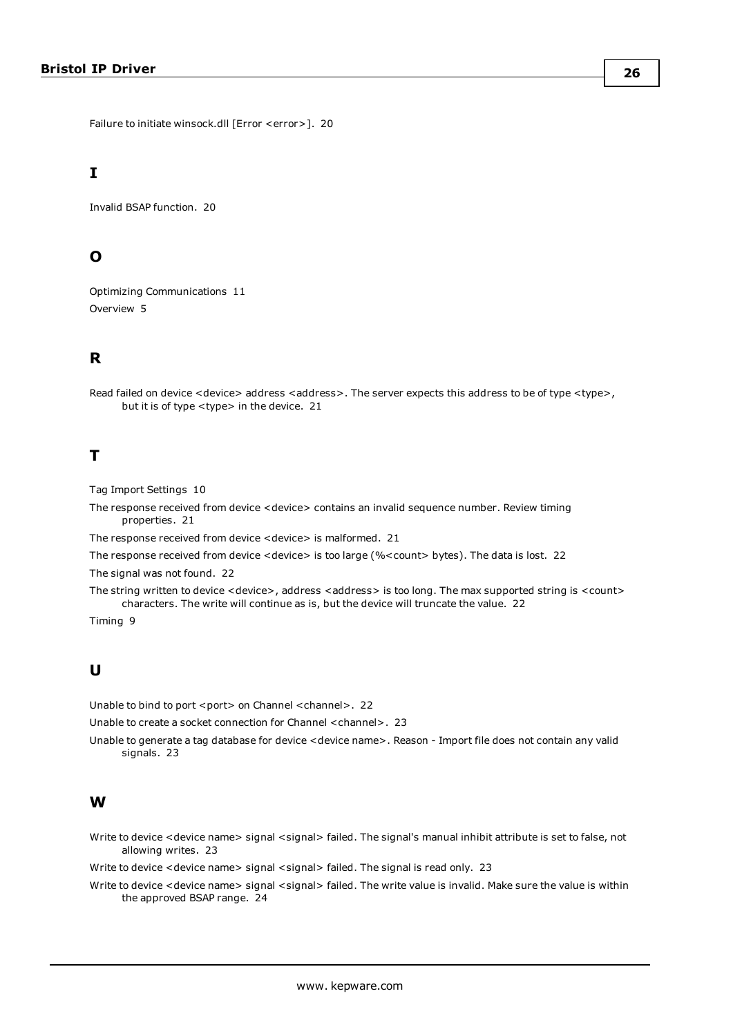Failure to initiate winsock.dll [Error <error>]. 20

# I

Invalid BSAP function. 20

# O

Optimizing Communications 11

Overview 5

# R

Read failed on device <device> address <address>. The server expects this address to be of type <type>, but it is of type <type> in the device. 21

# T

Tag Import Settings 10

The response received from device <device> contains an invalid sequence number. Review timing properties. 21

The response received from device <device> is malformed. 21

The response received from device <device> is too large (%<count> bytes). The data is lost. 22

The signal was not found. 22

The string written to device <device>, address <address> is too long. The max supported string is <count> characters. The write will continue as is, but the device will truncate the value. 22

Timing 9

# U

Unable to bind to port <port> on Channel <channel>. 22

Unable to create a socket connection for Channel <channel>. 23

Unable to generate a tag database for device <device name>. Reason - Import file does not contain any valid signals. 23

# W

Write to device <device name> signal <signal> failed. The signal's manual inhibit attribute is set to false, not allowing writes. 23

Write to device <device name> signal <signal> failed. The signal is read only. 23

Write to device <device name> signal <signal> failed. The write value is invalid. Make sure the value is within the approved BSAP range. 24